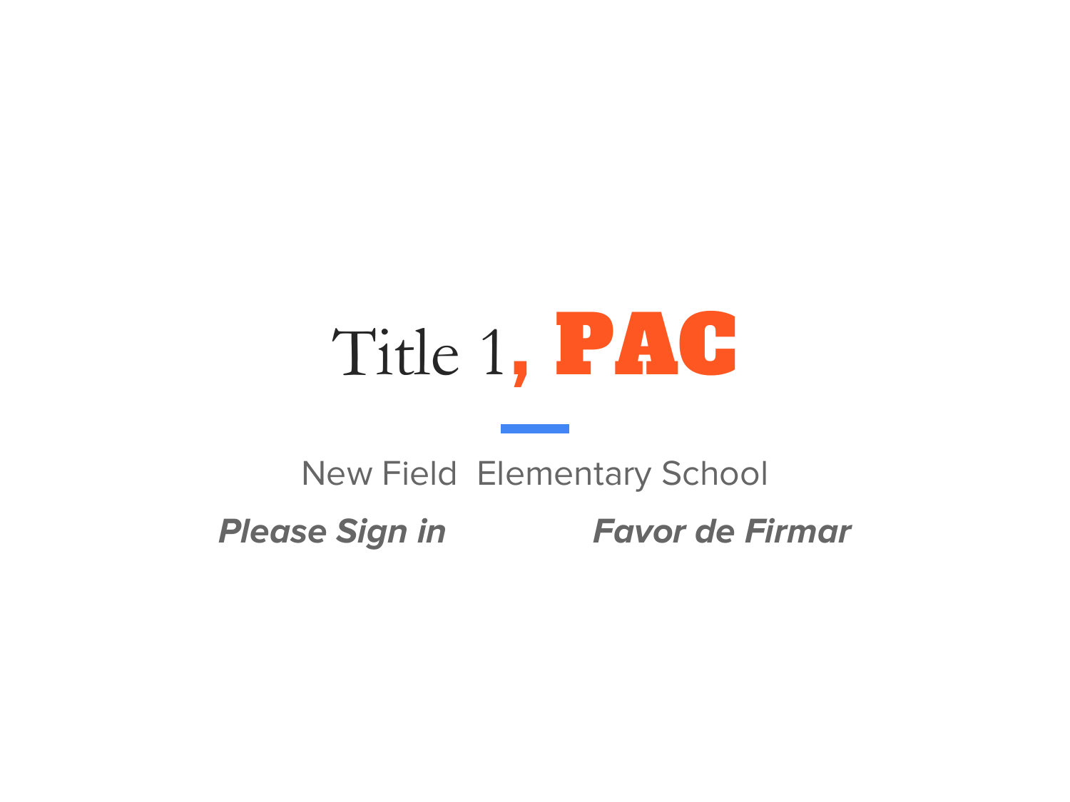# Title 1, PAC

New Field  Elementary School

***Please Sign in*** ***Favor de Firmar***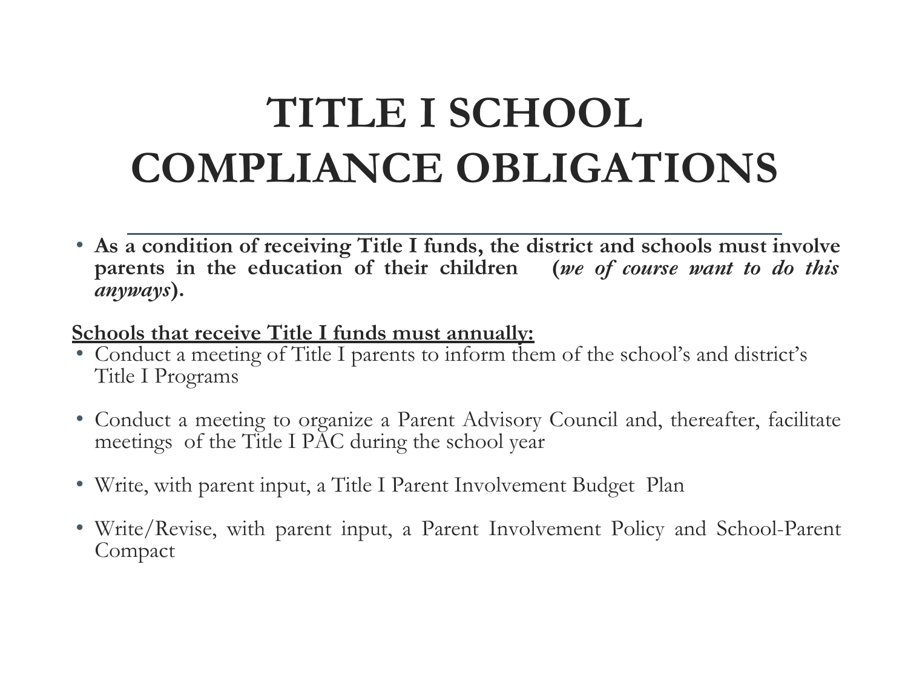# TITLE I SCHOOL COMPLIANCE OBLIGATIONS

- **As a condition of receiving Title I funds, the district and schools must involve parents in the education of their children (*we of course want to do this anyways*).**

**<u>Schools that receive Title I funds must annually:</u>**

- Conduct a meeting of Title I parents to inform them of the school's and district's Title I Programs
- Conduct a meeting to organize a Parent Advisory Council and, thereafter, facilitate meetings of the Title I PAC during the school year
- Write, with parent input, a Title I Parent Involvement Budget Plan
- Write/Revise, with parent input, a Parent Involvement Policy and School-Parent Compact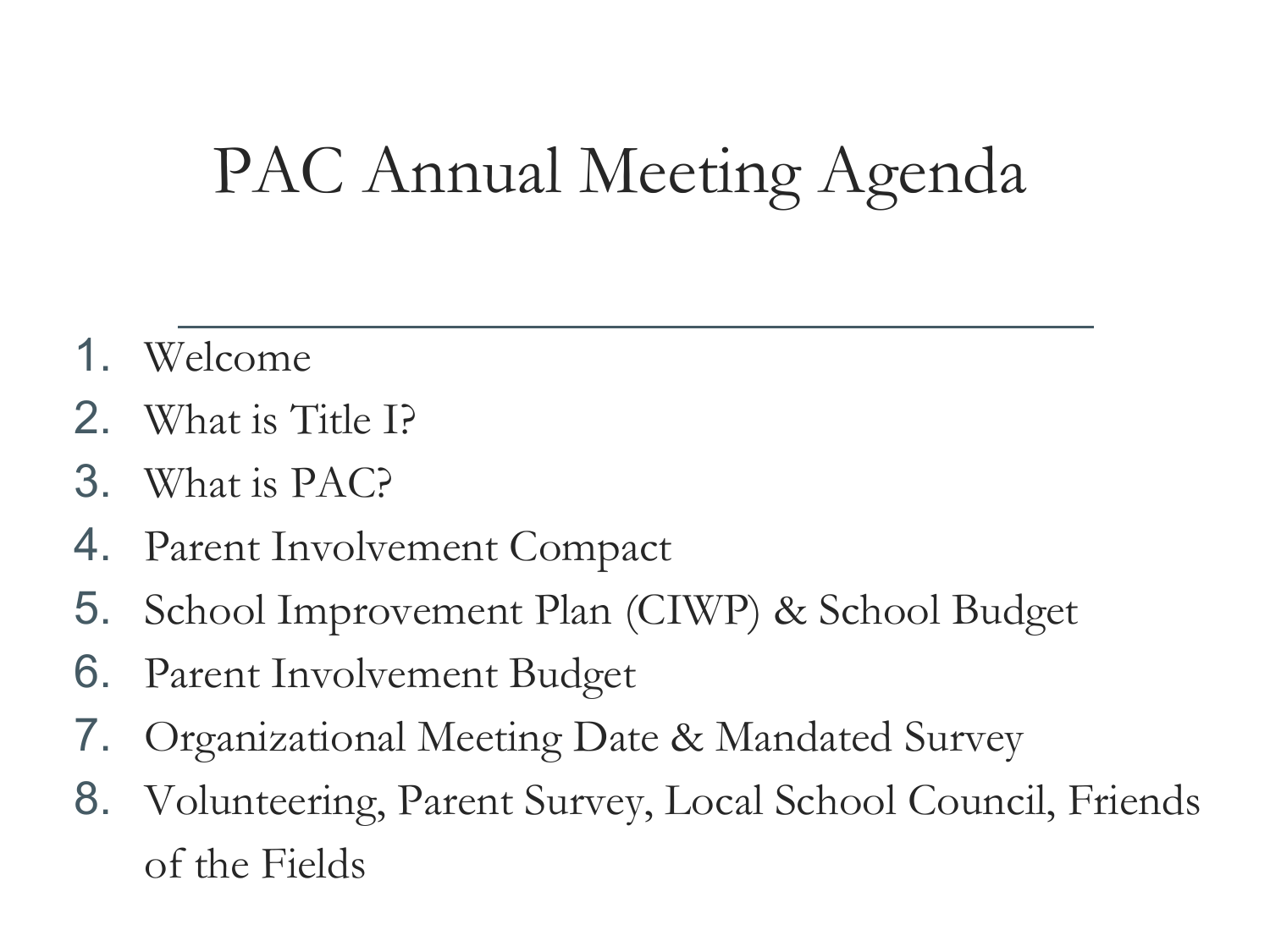# PAC Annual Meeting Agenda

1. Welcome
2. What is Title I?
3. What is PAC?
4. Parent Involvement Compact
5. School Improvement Plan (CIWP) & School Budget
6. Parent Involvement Budget
7. Organizational Meeting Date & Mandated Survey
8. Volunteering, Parent Survey, Local School Council, Friends of the Fields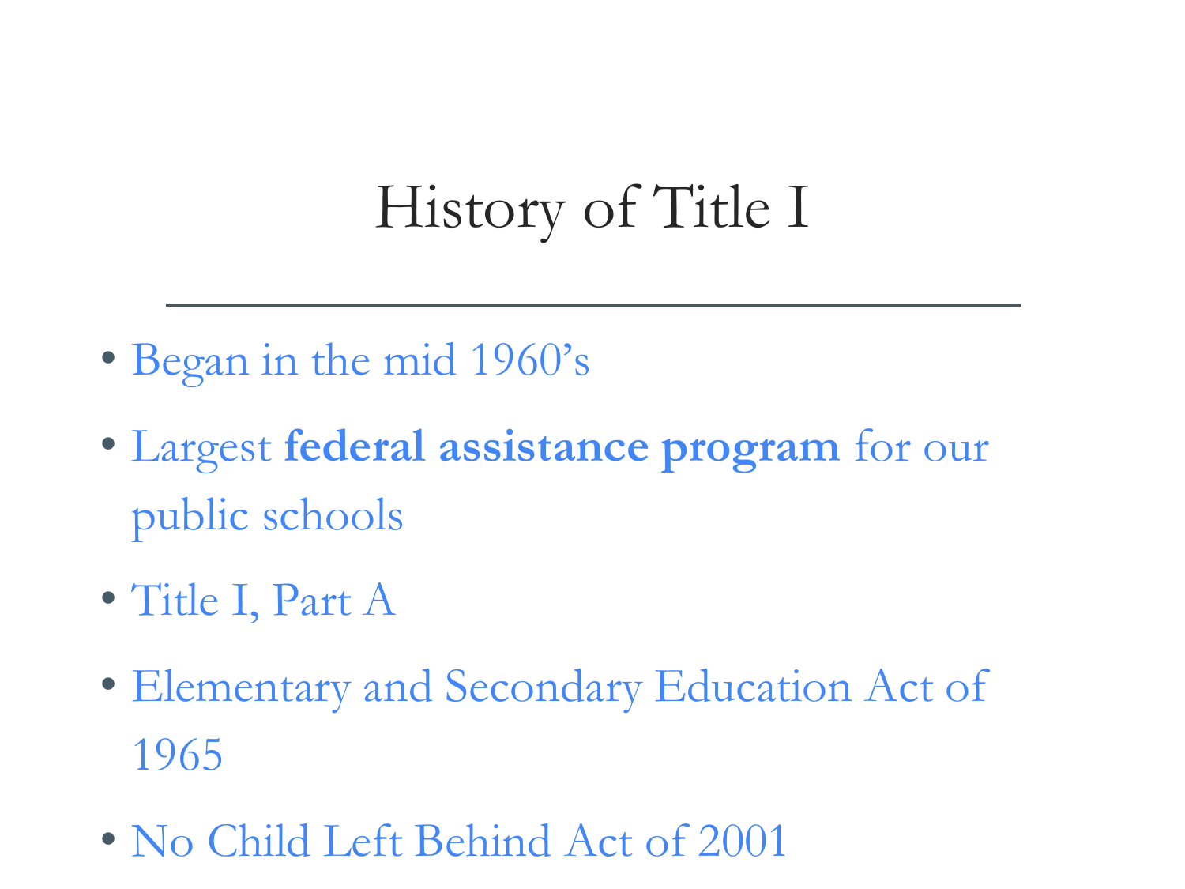# History of Title I

- Began in the mid 1960's
- Largest **federal assistance program** for our public schools
- Title I, Part A
- Elementary and Secondary Education Act of 1965
- No Child Left Behind Act of 2001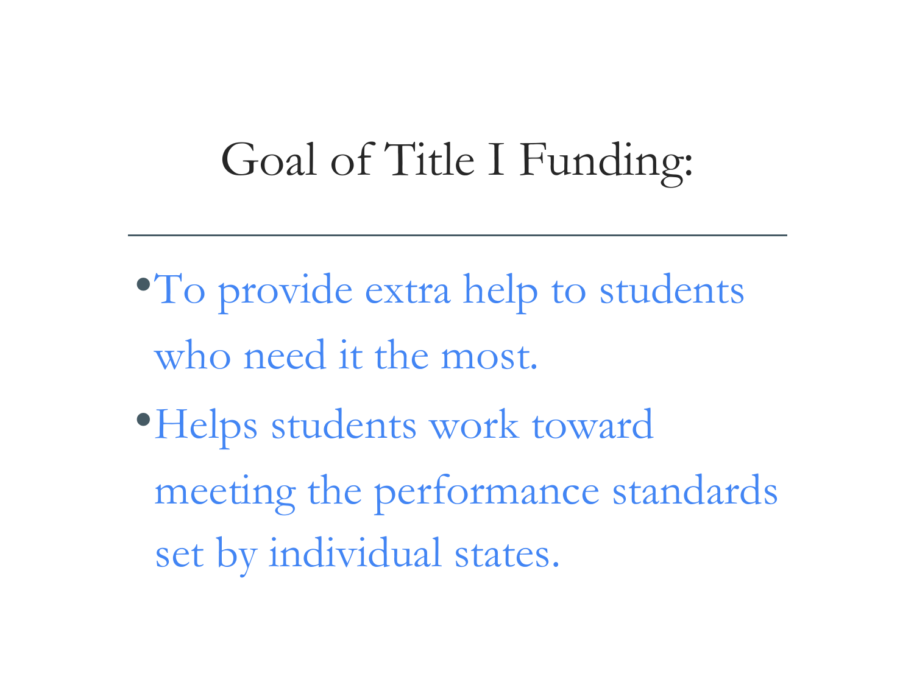# Goal of Title I Funding:

- To provide extra help to students who need it the most.
- Helps students work toward meeting the performance standards set by individual states.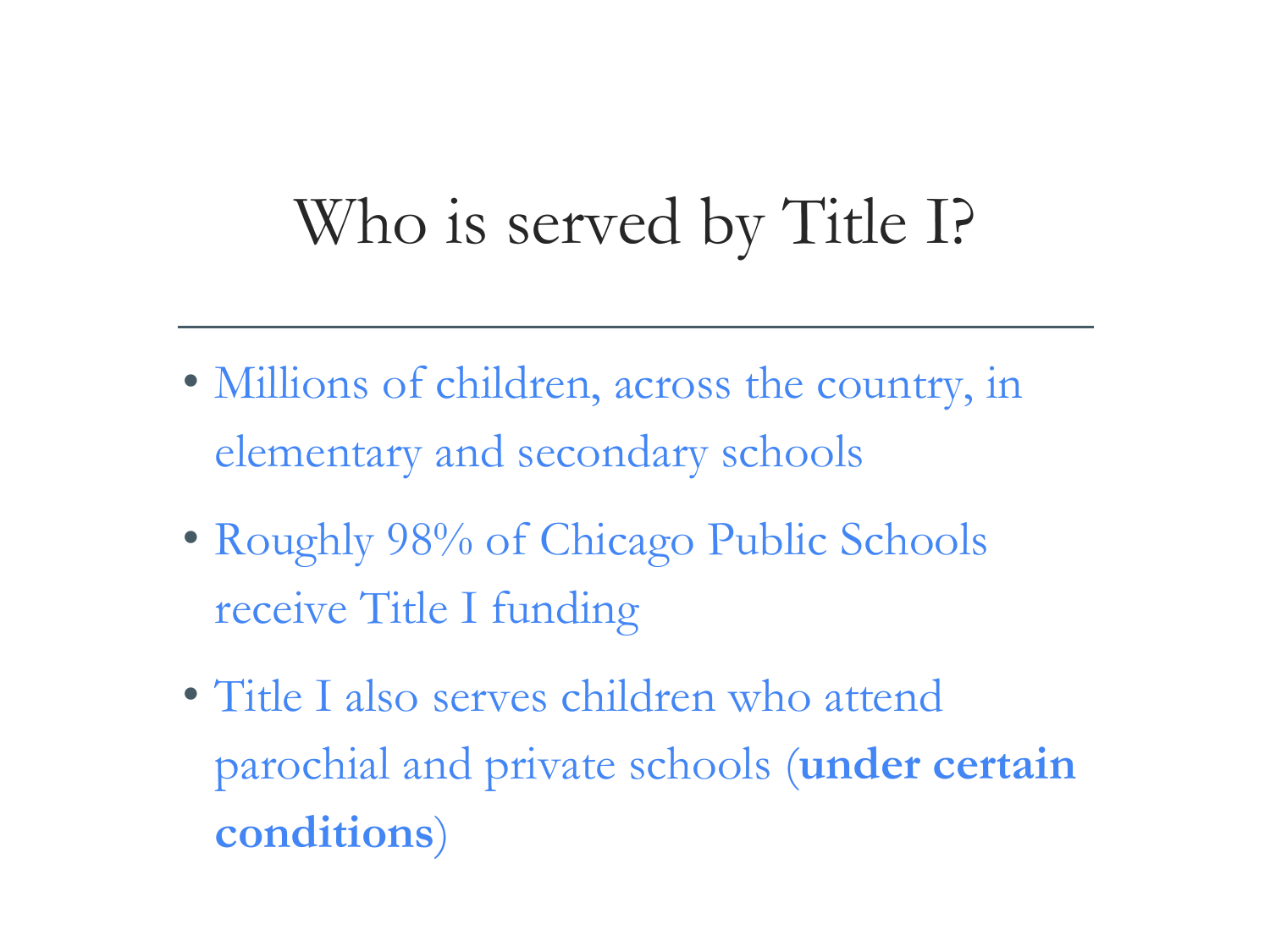# Who is served by Title I?

- Millions of children, across the country, in elementary and secondary schools
- Roughly 98% of Chicago Public Schools receive Title I funding
- Title I also serves children who attend parochial and private schools (**under certain conditions**)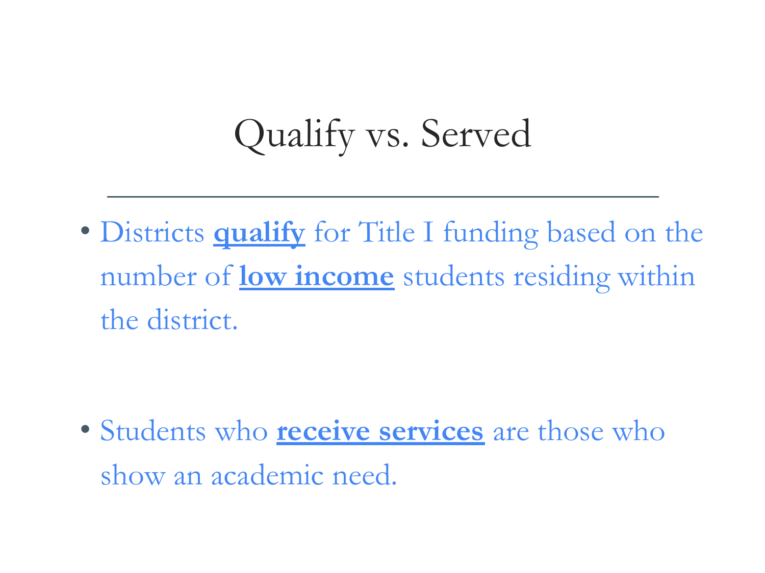# Qualify vs. Served

- Districts **qualify** for Title I funding based on the number of **low income** students residing within the district.

- Students who **receive services** are those who show an academic need.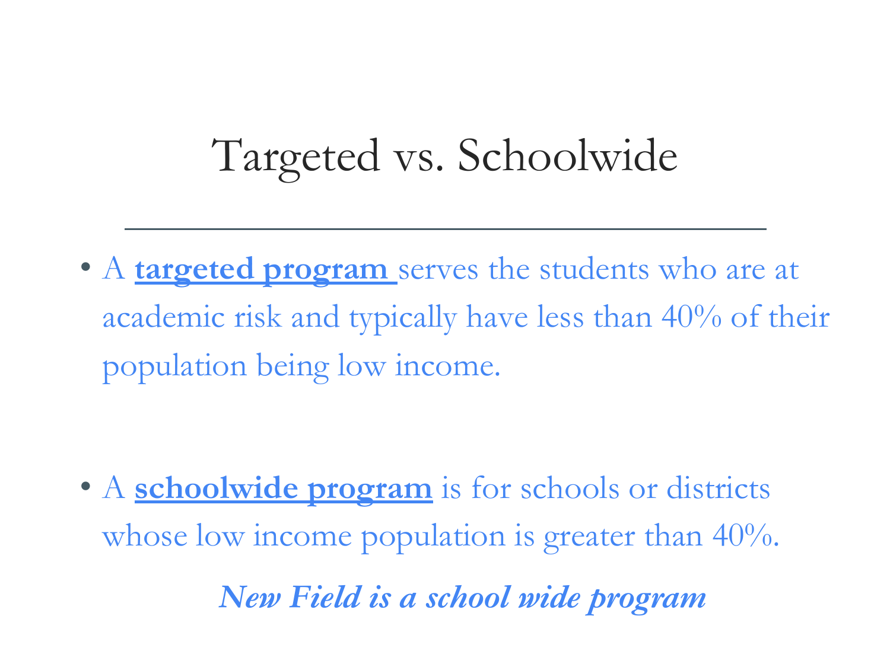# Targeted vs. Schoolwide

- A **targeted program** serves the students who are at academic risk and typically have less than 40% of their population being low income.

- A **schoolwide program** is for schools or districts whose low income population is greater than 40%.

***New Field is a school wide program***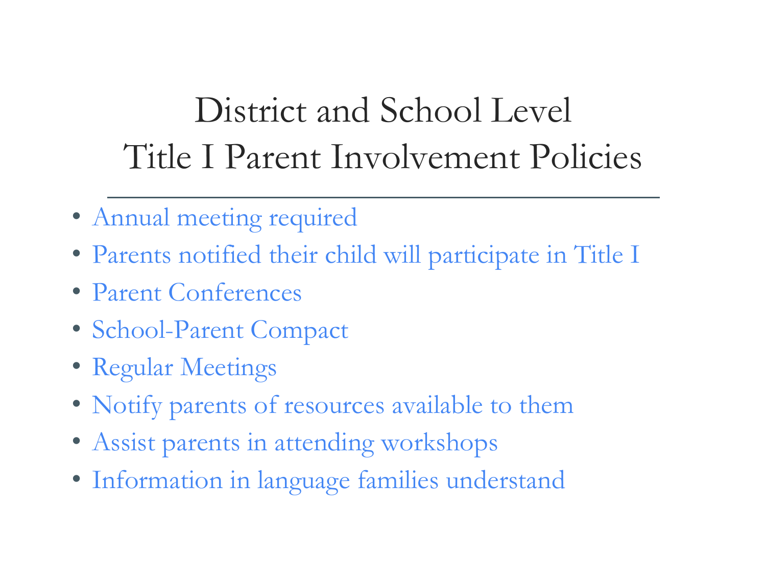# District and School Level Title I Parent Involvement Policies

- Annual meeting required
- Parents notified their child will participate in Title I
- Parent Conferences
- School-Parent Compact
- Regular Meetings
- Notify parents of resources available to them
- Assist parents in attending workshops
- Information in language families understand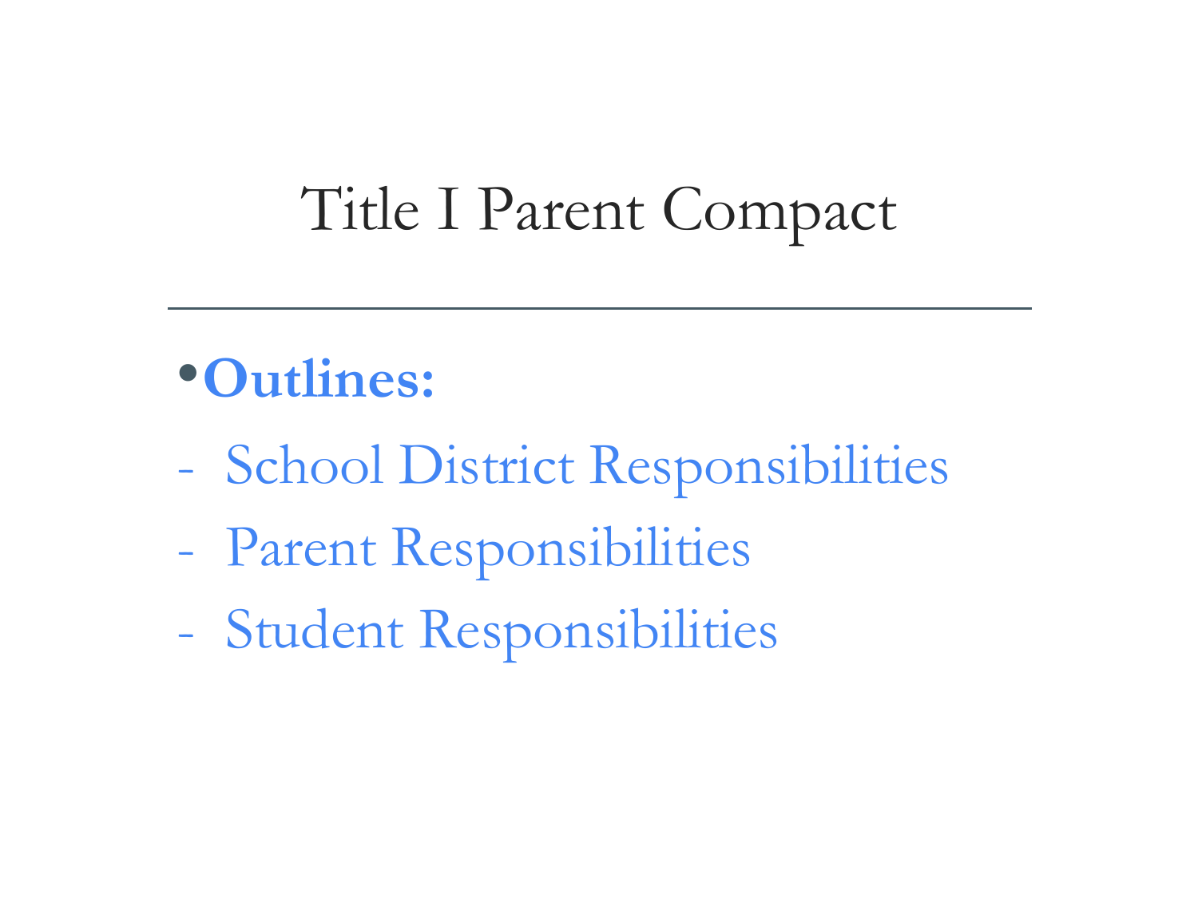# Title I Parent Compact

- **Outlines:**

- School District Responsibilities
- Parent Responsibilities
- Student Responsibilities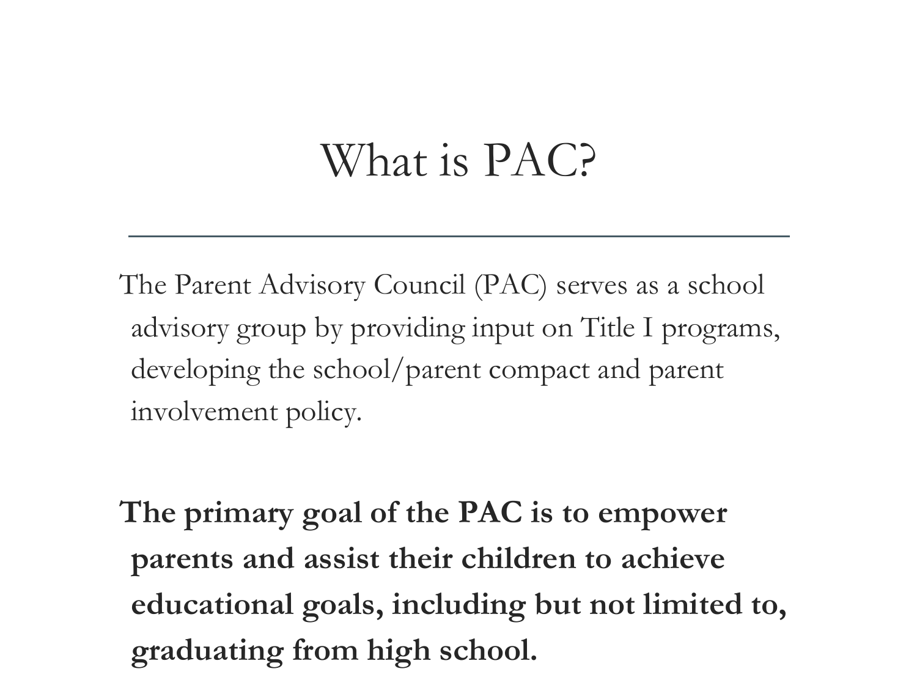# What is PAC?

---

The Parent Advisory Council (PAC) serves as a school advisory group by providing input on Title I programs, developing the school/parent compact and parent involvement policy.

**The primary goal of the PAC is to empower parents and assist their children to achieve educational goals, including but not limited to, graduating from high school.**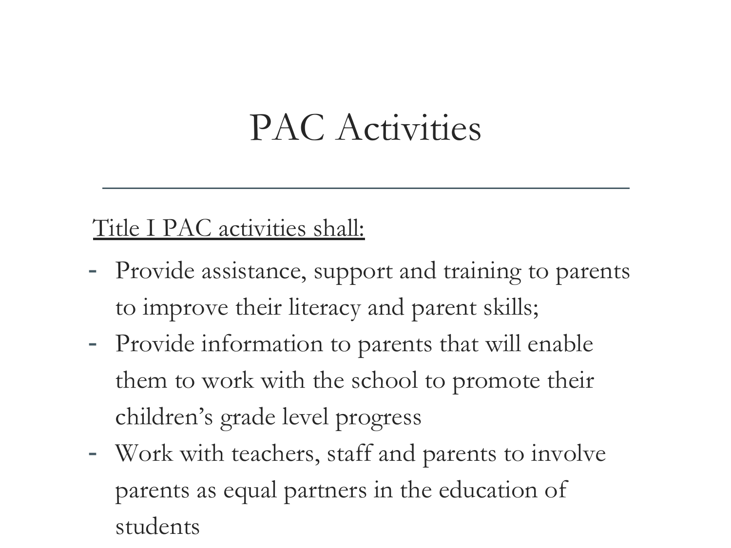# PAC Activities

<u>Title I PAC activities shall:</u>

- Provide assistance, support and training to parents to improve their literacy and parent skills;
- Provide information to parents that will enable them to work with the school to promote their children's grade level progress
- Work with teachers, staff and parents to involve parents as equal partners in the education of students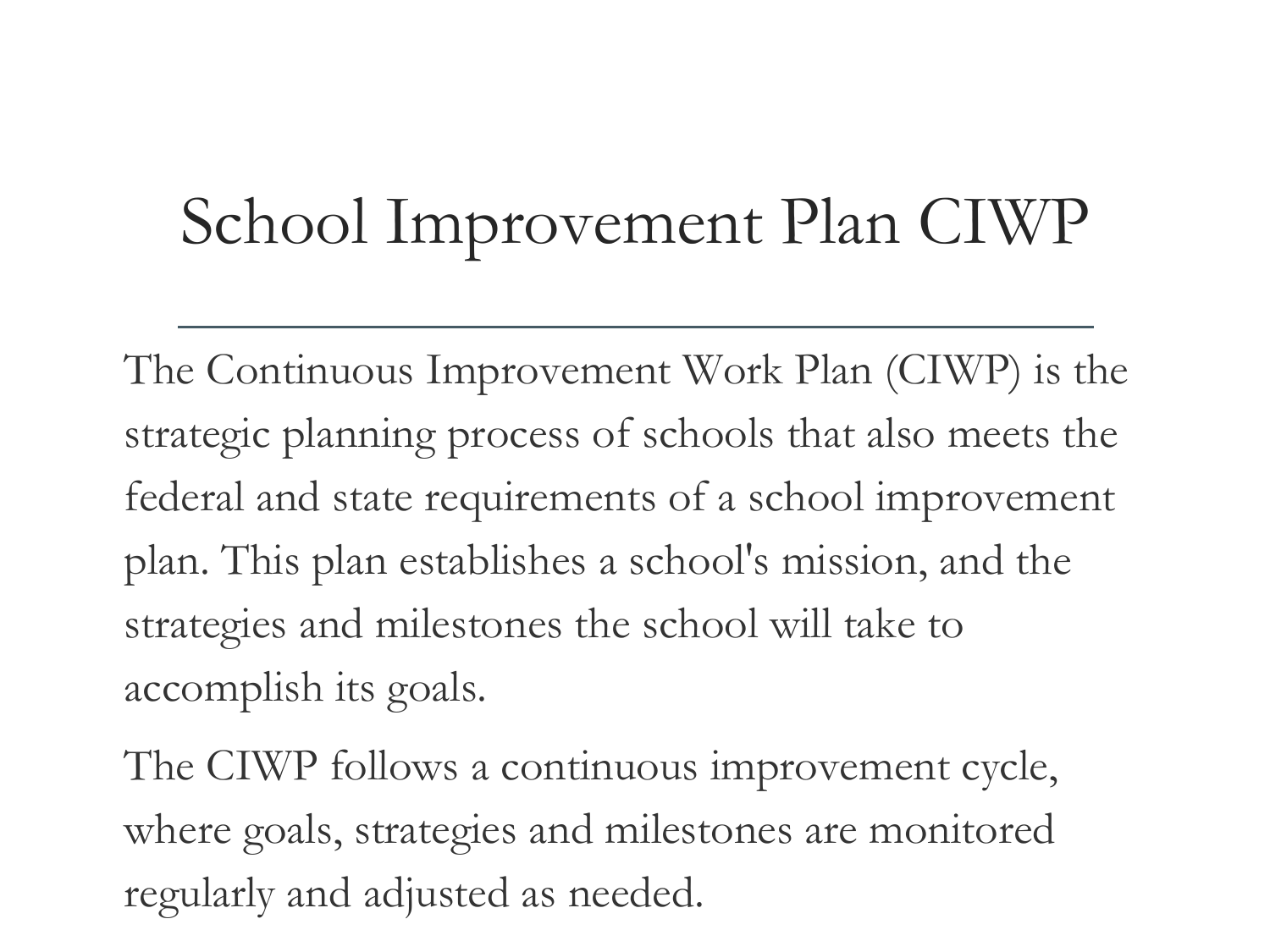# School Improvement Plan CIWP

---

The Continuous Improvement Work Plan (CIWP) is the strategic planning process of schools that also meets the federal and state requirements of a school improvement plan. This plan establishes a school's mission, and the strategies and milestones the school will take to accomplish its goals.

The CIWP follows a continuous improvement cycle, where goals, strategies and milestones are monitored regularly and adjusted as needed.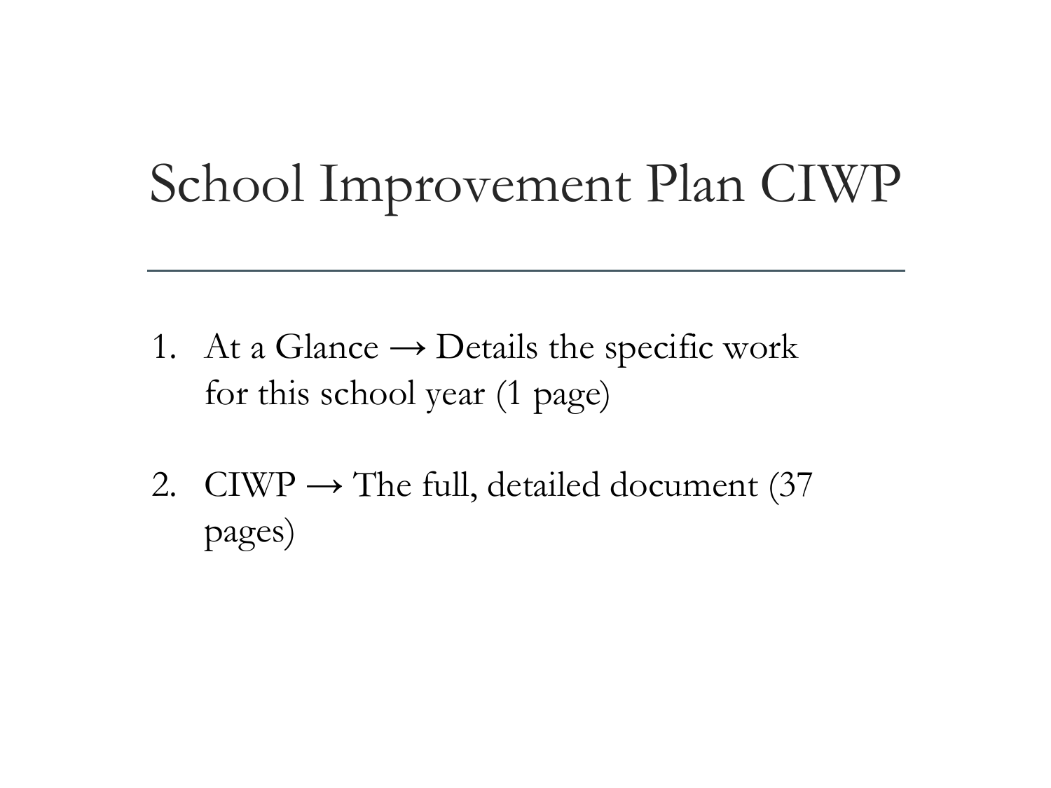# School Improvement Plan CIWP

1. At a Glance → Details the specific work for this school year (1 page)

2. CIWP → The full, detailed document (37 pages)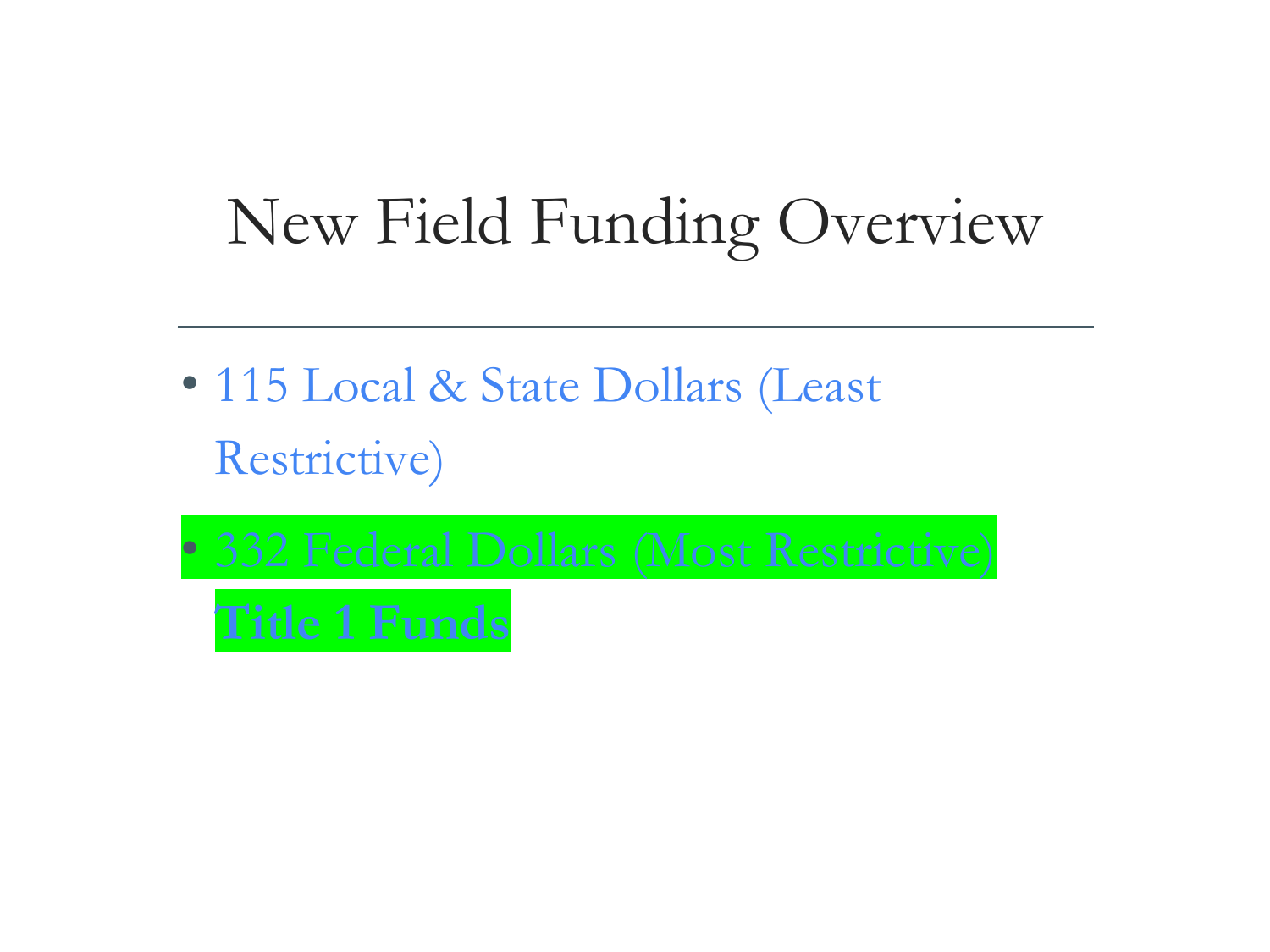# New Field Funding Overview

- 115 Local & State Dollars (Least Restrictive)
- 332 Federal Dollars (Most Restrictive) **Title 1 Funds**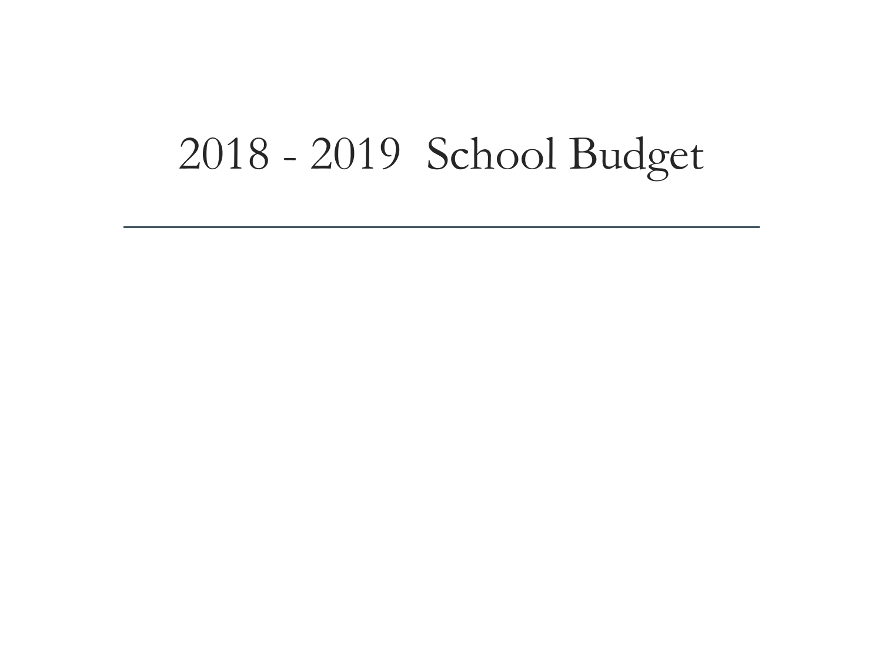# 2018 - 2019 School Budget

---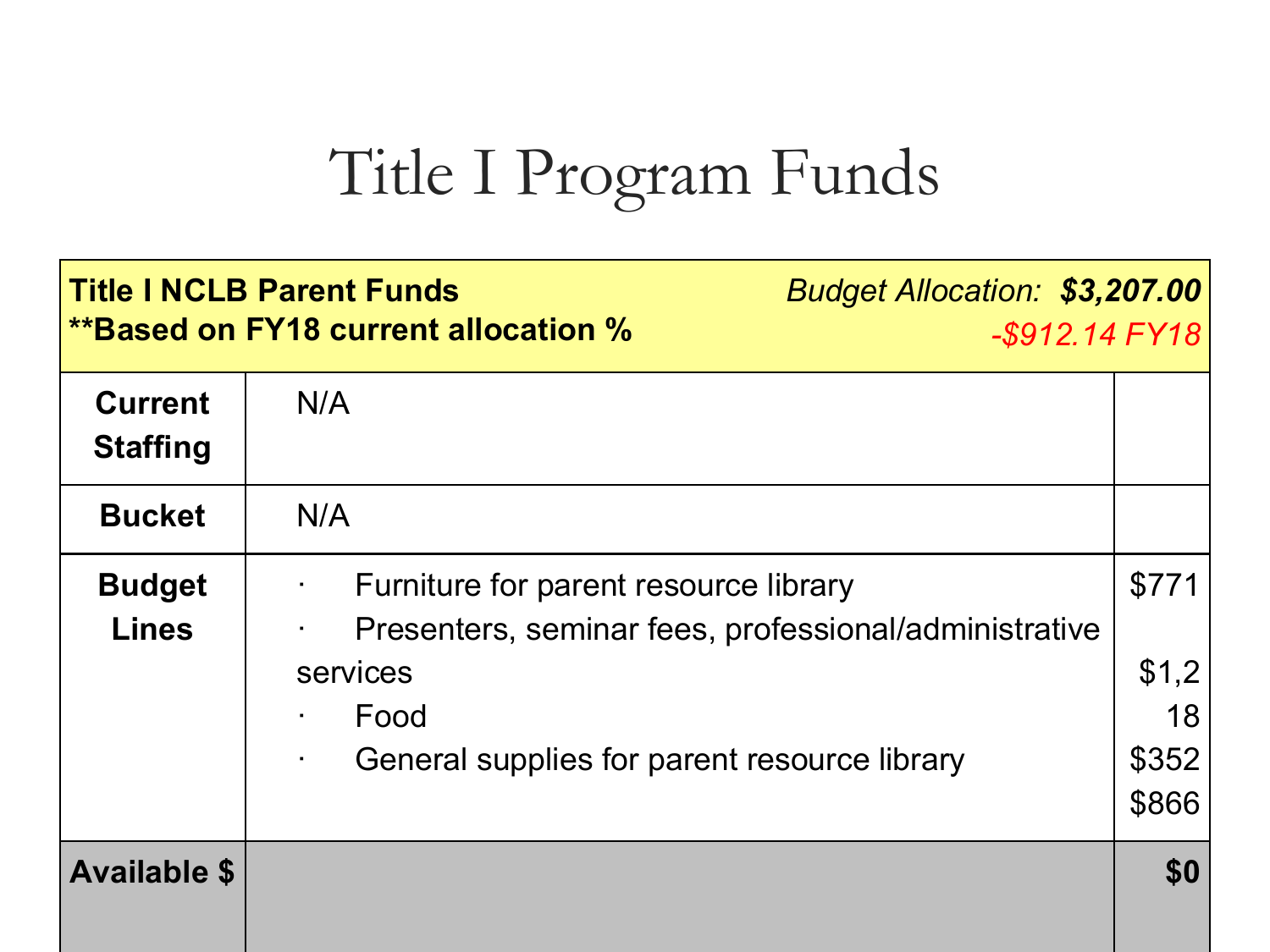# Title I Program Funds

| **Title I NCLB Parent Funds**<br>**\*\*Based on FY18 current allocation %** | *Budget Allocation:* ***$3,207.00***<br>*-$912.14 FY18* | |
|---|---|---|
| **Current Staffing** | N/A | |
| **Bucket** | N/A | |
| **Budget Lines** | · Furniture for parent resource library<br>· Presenters, seminar fees, professional/administrative services<br>· Food<br>· General supplies for parent resource library | $771<br>$1,2<br>18<br>$352<br>$866 |
| **Available $** | | **$0** |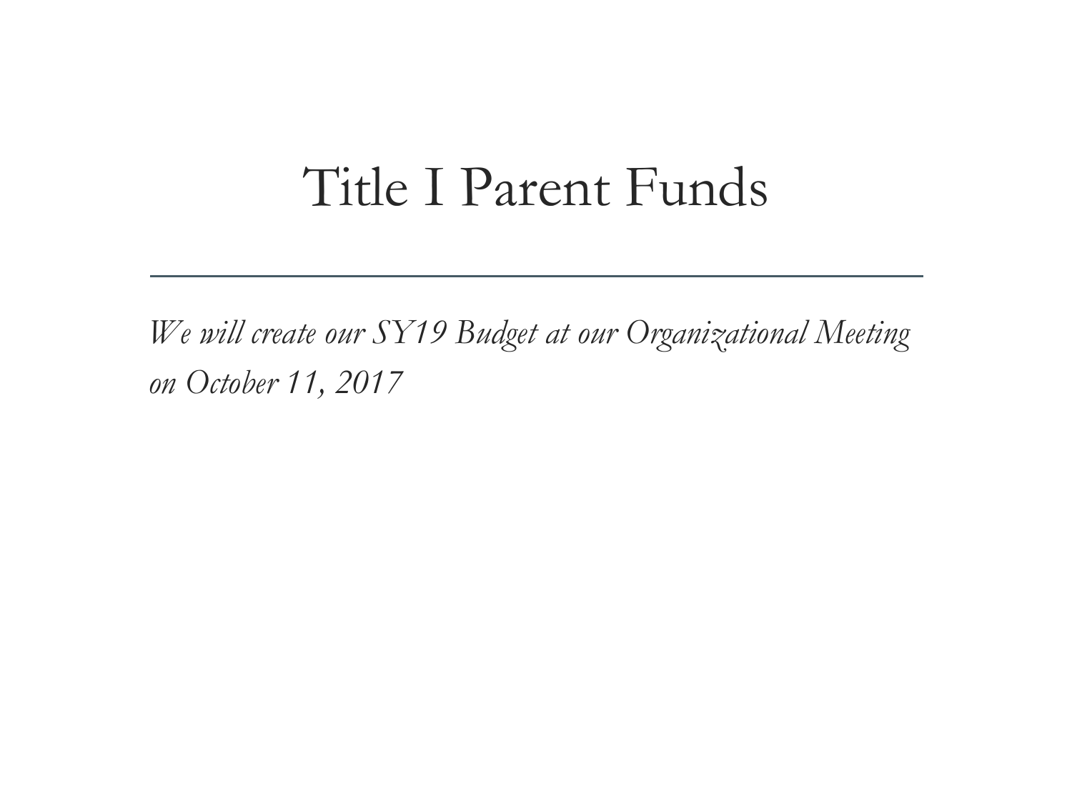# Title I Parent Funds

---

*We will create our SY19 Budget at our Organizational Meeting on October 11, 2017*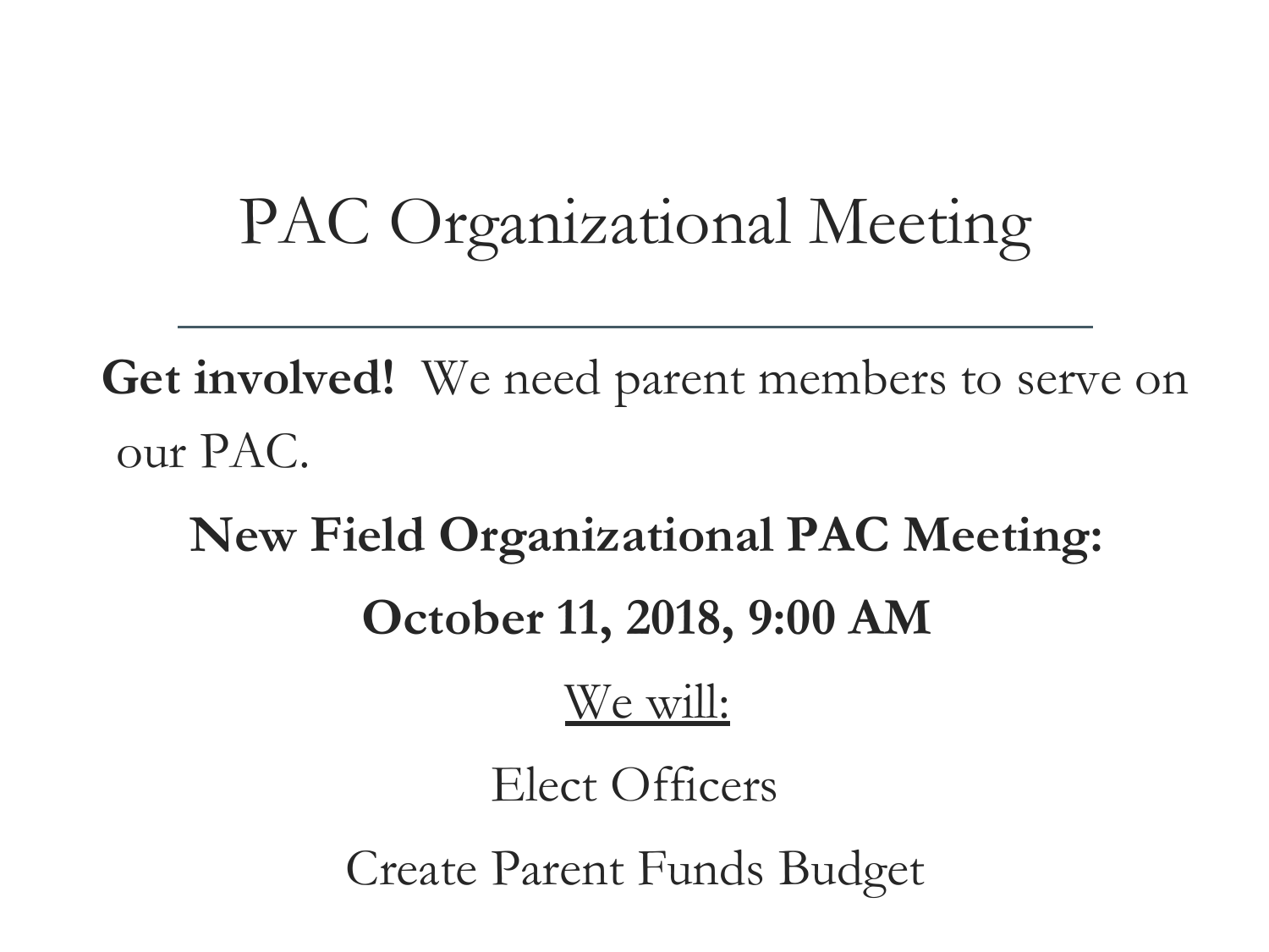# PAC Organizational Meeting

---

**Get involved!** We need parent members to serve on our PAC.

**New Field Organizational PAC Meeting:**

**October 11, 2018, 9:00 AM**

<u>We will:</u>

Elect Officers

Create Parent Funds Budget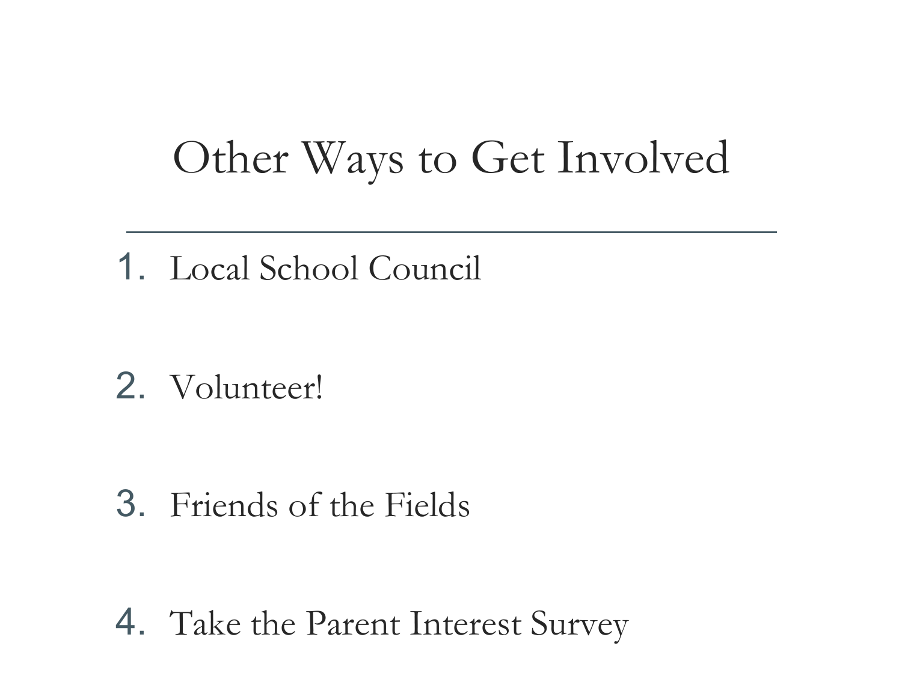# Other Ways to Get Involved

1. Local School Council
2. Volunteer!
3. Friends of the Fields
4. Take the Parent Interest Survey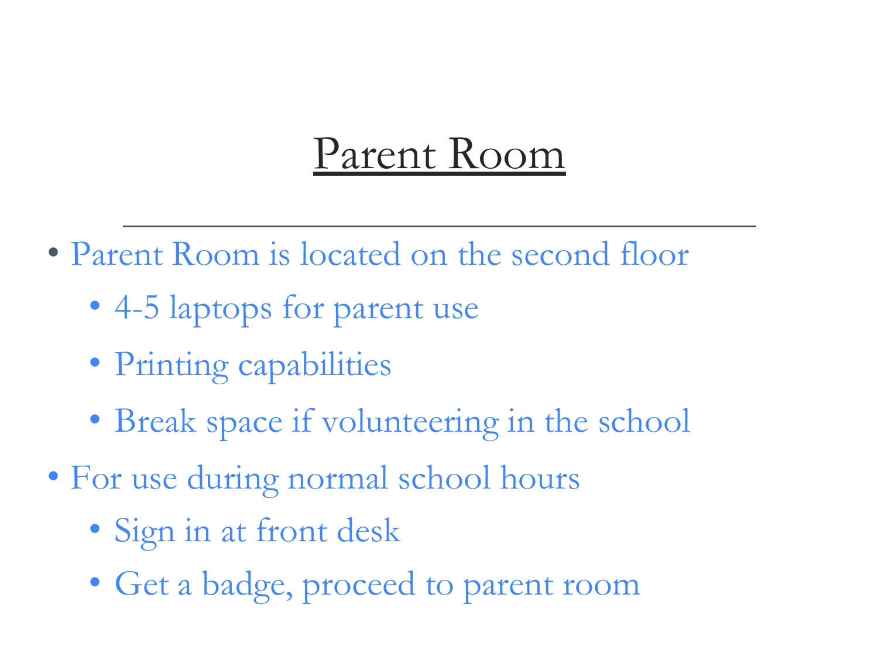# Parent Room

- Parent Room is located on the second floor
  - 4-5 laptops for parent use
  - Printing capabilities
  - Break space if volunteering in the school
- For use during normal school hours
  - Sign in at front desk
  - Get a badge, proceed to parent room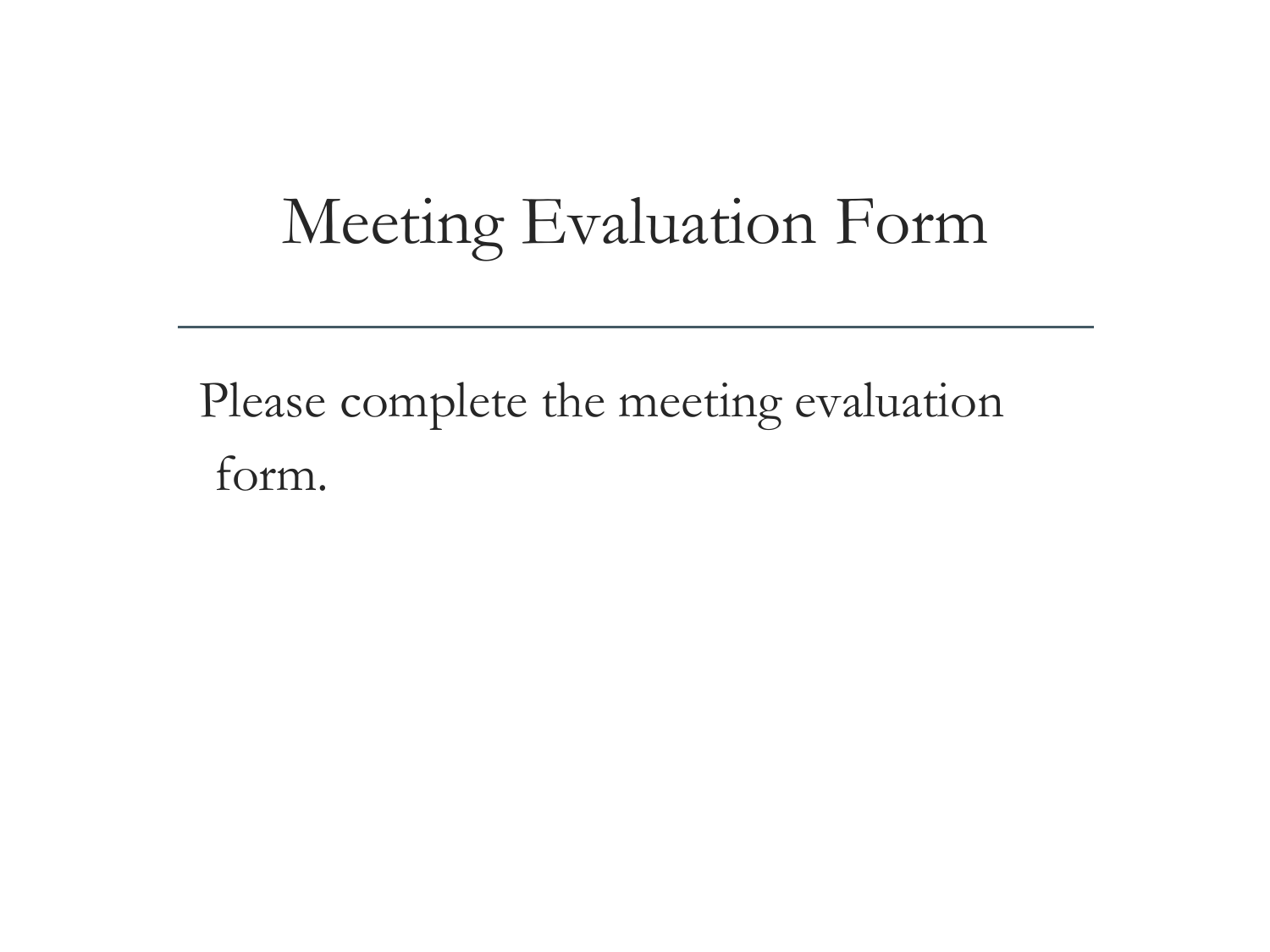# Meeting Evaluation Form

---

Please complete the meeting evaluation form.